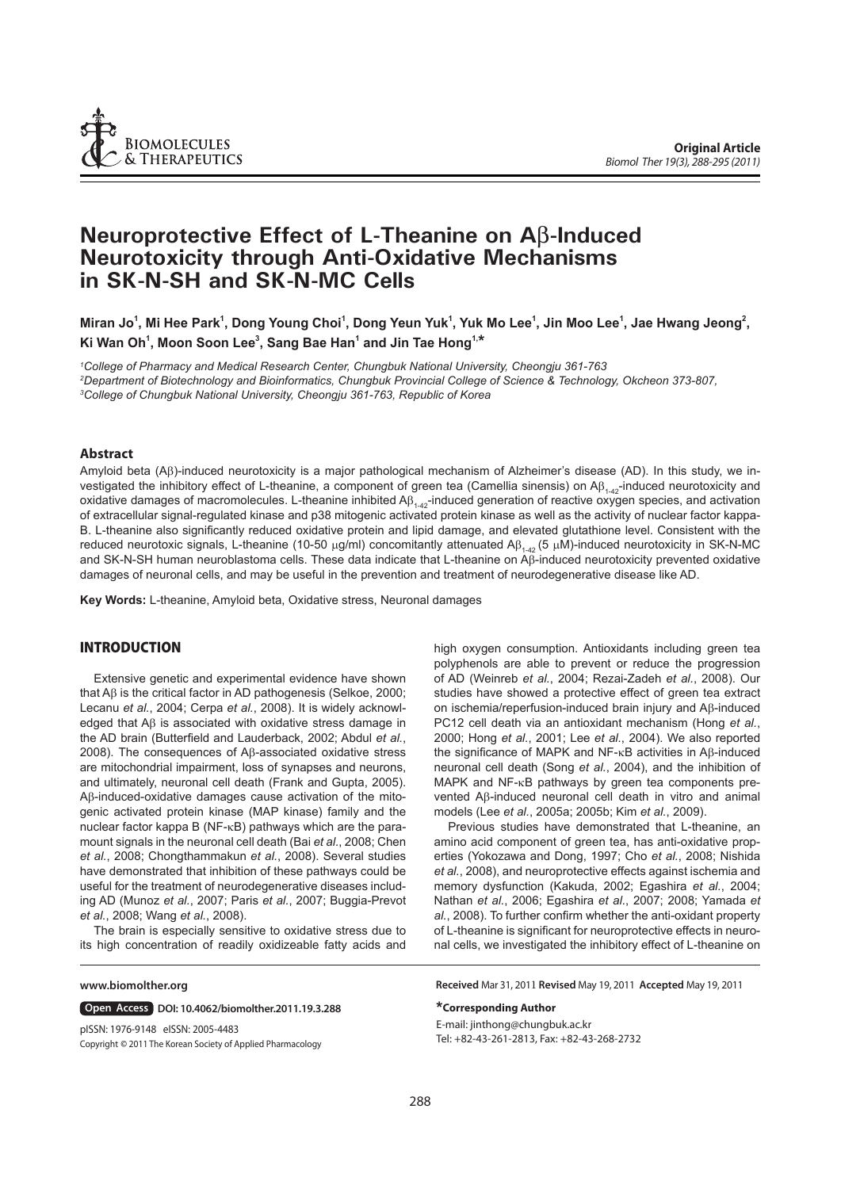# Neuroprotective Effect of L-Theanine on Aβ-Induced Neurotoxicity through Anti-Oxidative Mechanisms in SK-N-SH and SK-N-MC Cells

**Miran Jo[1], Mi Hee Park[1], Dong Young Choi[1], Dong Yeun Yuk[1], Yuk Mo Lee[1], Jin Moo Lee[1], Jae Hwang Jeong[2], Ki Wan Oh[1], Moon Soon Lee[3], Sang Bae Han[1] and Jin Tae Hong[1,*]**

[1]*College of Pharmacy and Medical Research Center, Chungbuk National University, Cheongju 361-763*
[2]*Department of Biotechnology and Bioinformatics, Chungbuk Provincial College of Science & Technology, Okcheon 373-807,*
[3]*College of Chungbuk National University, Cheongju 361-763, Republic of Korea*

### Abstract

Amyloid beta (Aβ)-induced neurotoxicity is a major pathological mechanism of Alzheimer's disease (AD). In this study, we investigated the inhibitory effect of L-theanine, a component of green tea (Camellia sinensis) on $A\beta_{1-42}$-induced neurotoxicity and oxidative damages of macromolecules. L-theanine inhibited $A\beta_{1-42}$-induced generation of reactive oxygen species, and activation of extracellular signal-regulated kinase and p38 mitogenic activated protein kinase as well as the activity of nuclear factor kappa-B. L-theanine also significantly reduced oxidative protein and lipid damage, and elevated glutathione level. Consistent with the reduced neurotoxic signals, L-theanine (10-50 μg/ml) concomitantly attenuated $A\beta_{1-42}$ (5 μM)-induced neurotoxicity in SK-N-MC and SK-N-SH human neuroblastoma cells. These data indicate that L-theanine on Aβ-induced neurotoxicity prevented oxidative damages of neuronal cells, and may be useful in the prevention and treatment of neurodegenerative disease like AD.

**Key Words:** L-theanine, Amyloid beta, Oxidative stress, Neuronal damages

## INTRODUCTION

Extensive genetic and experimental evidence have shown that Aβ is the critical factor in AD pathogenesis (Selkoe, 2000; Lecanu *et al.*, 2004; Cerpa *et al.*, 2008). It is widely acknowledged that Aβ is associated with oxidative stress damage in the AD brain (Butterfield and Lauderback, 2002; Abdul *et al.*, 2008). The consequences of Aβ-associated oxidative stress are mitochondrial impairment, loss of synapses and neurons, and ultimately, neuronal cell death (Frank and Gupta, 2005). Aβ-induced-oxidative damages cause activation of the mitogenic activated protein kinase (MAP kinase) family and the nuclear factor kappa B (NF-κB) pathways which are the paramount signals in the neuronal cell death (Bai *et al.*, 2008; Chen *et al.*, 2008; Chongthammakun *et al.*, 2008). Several studies have demonstrated that inhibition of these pathways could be useful for the treatment of neurodegenerative diseases including AD (Munoz *et al.*, 2007; Paris *et al.*, 2007; Buggia-Prevot *et al.*, 2008; Wang *et al.*, 2008).

The brain is especially sensitive to oxidative stress due to its high concentration of readily oxidizeable fatty acids and high oxygen consumption. Antioxidants including green tea polyphenols are able to prevent or reduce the progression of AD (Weinreb *et al.*, 2004; Rezai-Zadeh *et al.*, 2008). Our studies have showed a protective effect of green tea extract on ischemia/reperfusion-induced brain injury and Aβ-induced PC12 cell death via an antioxidant mechanism (Hong *et al.*, 2000; Hong *et al.*, 2001; Lee *et al.*, 2004). We also reported the significance of MAPK and NF-κB activities in Aβ-induced neuronal cell death (Song *et al.*, 2004), and the inhibition of MAPK and NF-κB pathways by green tea components prevented Aβ-induced neuronal cell death in vitro and animal models (Lee *et al.*, 2005a; 2005b; Kim *et al.*, 2009).

Previous studies have demonstrated that L-theanine, an amino acid component of green tea, has anti-oxidative properties (Yokozawa and Dong, 1997; Cho *et al.*, 2008; Nishida *et al.*, 2008), and neuroprotective effects against ischemia and memory dysfunction (Kakuda, 2002; Egashira *et al.*, 2004; Nathan *et al.*, 2006; Egashira *et al.*, 2007; 2008; Yamada *et al.*, 2008). To further confirm whether the anti-oxidant property of L-theanine is significant for neuroprotective effects in neuronal cells, we investigated the inhibitory effect of L-theanine on

www.biomolther.org

Open Access DOI: 10.4062/biomolther.2011.19.3.288

pISSN: 1976-9148 eISSN: 2005-4483
Copyright © 2011 The Korean Society of Applied Pharmacology

**Received** Mar 31, 2011 **Revised** May 19, 2011 **Accepted** May 19, 2011

**\*Corresponding Author**
E-mail: jinthong@chungbuk.ac.kr
Tel: +82-43-261-2813, Fax: +82-43-268-2732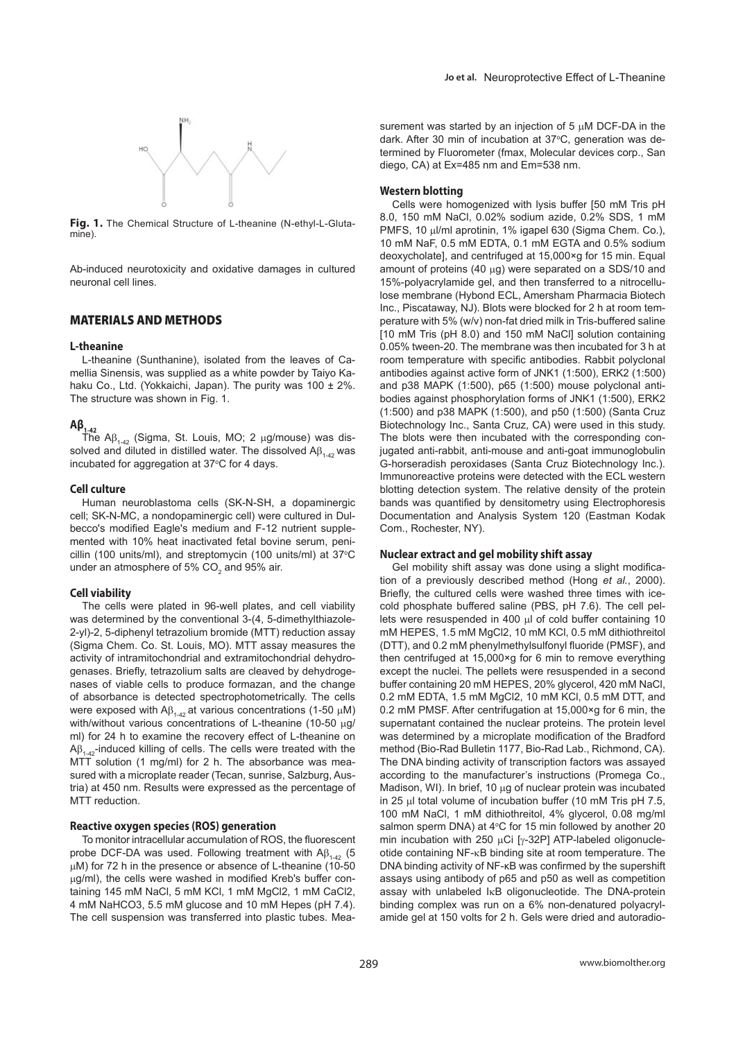Fig. 1. The Chemical Structure of L-theanine (N-ethyl-L-Glutamine).

Ab-induced neurotoxicity and oxidative damages in cultured neuronal cell lines.

## MATERIALS AND METHODS

### L-theanine

L-theanine (Sunthanine), isolated from the leaves of Camellia Sinensis, was supplied as a white powder by Taiyo Kahaku Co., Ltd. (Yokkaichi, Japan). The purity was 100 ± 2%. The structure was shown in Fig. 1.

### A$\beta_{1\text{-}42}$

The A$\beta_{1\text{-}42}$ (Sigma, St. Louis, MO; 2 μg/mouse) was dissolved and diluted in distilled water. The dissolved A$\beta_{1\text{-}42}$ was incubated for aggregation at 37°C for 4 days.

### Cell culture

Human neuroblastoma cells (SK-N-SH, a dopaminergic cell; SK-N-MC, a nondopaminergic cell) were cultured in Dulbecco's modified Eagle's medium and F-12 nutrient supplemented with 10% heat inactivated fetal bovine serum, penicillin (100 units/ml), and streptomycin (100 units/ml) at 37°C under an atmosphere of 5% $CO_2$ and 95% air.

### Cell viability

The cells were plated in 96-well plates, and cell viability was determined by the conventional 3-(4, 5-dimethylthiazole-2-yl)-2, 5-diphenyl tetrazolium bromide (MTT) reduction assay (Sigma Chem. Co. St. Louis, MO). MTT assay measures the activity of intramitochondrial and extramitochondrial dehydrogenases. Briefly, tetrazolium salts are cleaved by dehydrogenases of viable cells to produce formazan, and the change of absorbance is detected spectrophotometrically. The cells were exposed with A$\beta_{1\text{-}42}$ at various concentrations (1-50 μM) with/without various concentrations of L-theanine (10-50 μg/ml) for 24 h to examine the recovery effect of L-theanine on A$\beta_{1\text{-}42}$-induced killing of cells. The cells were treated with the MTT solution (1 mg/ml) for 2 h. The absorbance was measured with a microplate reader (Tecan, sunrise, Salzburg, Austria) at 450 nm. Results were expressed as the percentage of MTT reduction.

### Reactive oxygen species (ROS) generation

To monitor intracellular accumulation of ROS, the fluorescent probe DCF-DA was used. Following treatment with A$\beta_{1\text{-}42}$ (5 μM) for 72 h in the presence or absence of L-theanine (10-50 μg/ml), the cells were washed in modified Kreb's buffer containing 145 mM NaCl, 5 mM KCl, 1 mM $MgCl_2$, 1 mM $CaCl_2$, 4 mM $NaHCO_3$, 5.5 mM glucose and 10 mM Hepes (pH 7.4). The cell suspension was transferred into plastic tubes. Measurement was started by an injection of 5 μM DCF-DA in the dark. After 30 min of incubation at 37°C, generation was determined by Fluorometer (fmax, Molecular devices corp., San diego, CA) at Ex=485 nm and Em=538 nm.

### Western blotting

Cells were homogenized with lysis buffer [50 mM Tris pH 8.0, 150 mM NaCl, 0.02% sodium azide, 0.2% SDS, 1 mM PMFS, 10 μl/ml aprotinin, 1% igapel 630 (Sigma Chem. Co.), 10 mM NaF, 0.5 mM EDTA, 0.1 mM EGTA and 0.5% sodium deoxycholate], and centrifuged at 15,000×g for 15 min. Equal amount of proteins (40 μg) were separated on a SDS/10 and 15%-polyacrylamide gel, and then transferred to a nitrocellulose membrane (Hybond ECL, Amersham Pharmacia Biotech Inc., Piscataway, NJ). Blots were blocked for 2 h at room temperature with 5% (w/v) non-fat dried milk in Tris-buffered saline [10 mM Tris (pH 8.0) and 150 mM NaCl] solution containing 0.05% tween-20. The membrane was then incubated for 3 h at room temperature with specific antibodies. Rabbit polyclonal antibodies against active form of JNK1 (1:500), ERK2 (1:500) and p38 MAPK (1:500), p65 (1:500) mouse polyclonal antibodies against phosphorylation forms of JNK1 (1:500), ERK2 (1:500) and p38 MAPK (1:500), and p50 (1:500) (Santa Cruz Biotechnology Inc., Santa Cruz, CA) were used in this study. The blots were then incubated with the corresponding conjugated anti-rabbit, anti-mouse and anti-goat immunoglobulin G-horseradish peroxidases (Santa Cruz Biotechnology Inc.). Immunoreactive proteins were detected with the ECL western blotting detection system. The relative density of the protein bands was quantified by densitometry using Electrophoresis Documentation and Analysis System 120 (Eastman Kodak Com., Rochester, NY).

### Nuclear extract and gel mobility shift assay

Gel mobility shift assay was done using a slight modification of a previously described method (Hong *et al.*, 2000). Briefly, the cultured cells were washed three times with ice-cold phosphate buffered saline (PBS, pH 7.6). The cell pellets were resuspended in 400 μl of cold buffer containing 10 mM HEPES, 1.5 mM $MgCl_2$, 10 mM KCl, 0.5 mM dithiothreitol (DTT), and 0.2 mM phenylmethylsulfonyl fluoride (PMSF), and then centrifuged at 15,000×g for 6 min to remove everything except the nuclei. The pellets were resuspended in a second buffer containing 20 mM HEPES, 20% glycerol, 420 mM NaCl, 0.2 mM EDTA, 1.5 mM $MgCl_2$, 10 mM KCl, 0.5 mM DTT, and 0.2 mM PMSF. After centrifugation at 15,000×g for 6 min, the supernatant contained the nuclear proteins. The protein level was determined by a microplate modification of the Bradford method (Bio-Rad Bulletin 1177, Bio-Rad Lab., Richmond, CA). The DNA binding activity of transcription factors was assayed according to the manufacturer's instructions (Promega Co., Madison, WI). In brief, 10 μg of nuclear protein was incubated in 25 μl total volume of incubation buffer (10 mM Tris pH 7.5, 100 mM NaCl, 1 mM dithiothreitol, 4% glycerol, 0.08 mg/ml salmon sperm DNA) at 4°C for 15 min followed by another 20 min incubation with 250 μCi [γ-32P] ATP-labeled oligonucleotide containing NF-κB binding site at room temperature. The DNA binding activity of NF-κB was confirmed by the supershift assays using antibody of p65 and p50 as well as competition assay with unlabeled IκB oligonucleotide. The DNA-protein binding complex was run on a 6% non-denatured polyacrylamide gel at 150 volts for 2 h. Gels were dried and autoradio-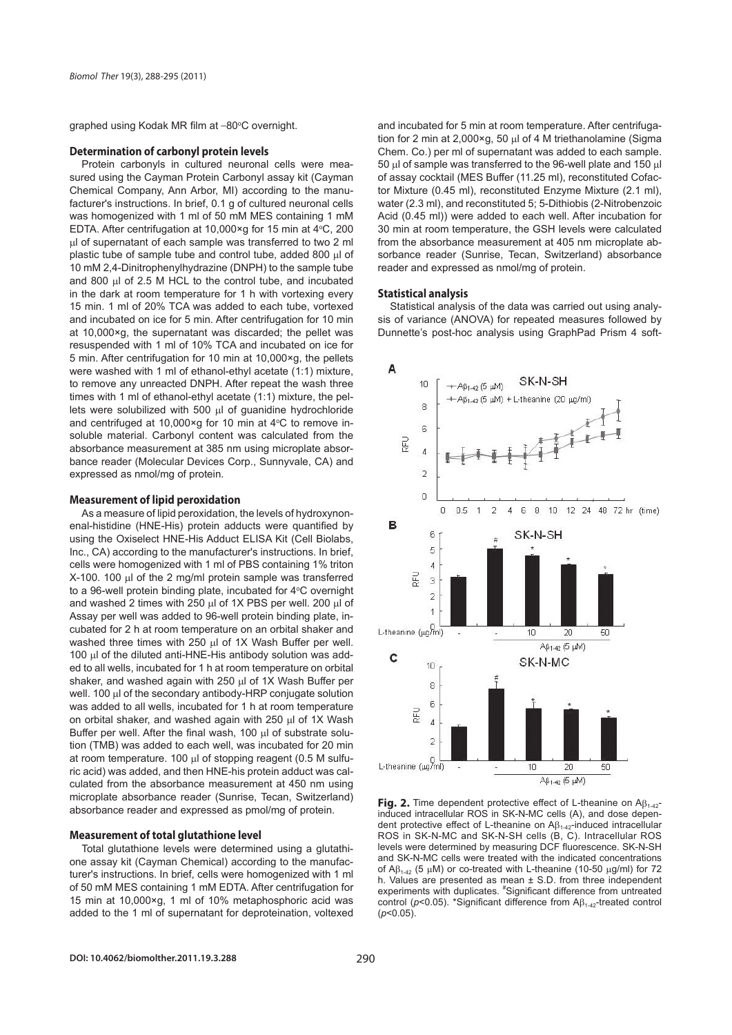graphed using Kodak MR film at −80°C overnight.

### Determination of carbonyl protein levels

Protein carbonyls in cultured neuronal cells were measured using the Cayman Protein Carbonyl assay kit (Cayman Chemical Company, Ann Arbor, MI) according to the manufacturer's instructions. In brief, 0.1 g of cultured neuronal cells was homogenized with 1 ml of 50 mM MES containing 1 mM EDTA. After centrifugation at 10,000×g for 15 min at 4°C, 200 μl of supernatant of each sample was transferred to two 2 ml plastic tube of sample tube and control tube, added 800 μl of 10 mM 2,4-Dinitrophenylhydrazine (DNPH) to the sample tube and 800 μl of 2.5 M HCL to the control tube, and incubated in the dark at room temperature for 1 h with vortexing every 15 min. 1 ml of 20% TCA was added to each tube, vortexed and incubated on ice for 5 min. After centrifugation for 10 min at 10,000×g, the supernatant was discarded; the pellet was resuspended with 1 ml of 10% TCA and incubated on ice for 5 min. After centrifugation for 10 min at 10,000×g, the pellets were washed with 1 ml of ethanol-ethyl acetate (1:1) mixture, to remove any unreacted DNPH. After repeat the wash three times with 1 ml of ethanol-ethyl acetate (1:1) mixture, the pellets were solubilized with 500 μl of guanidine hydrochloride and centrifuged at 10,000×g for 10 min at 4°C to remove insoluble material. Carbonyl content was calculated from the absorbance measurement at 385 nm using microplate absorbance reader (Molecular Devices Corp., Sunnyvale, CA) and expressed as nmol/mg of protein.

### Measurement of lipid peroxidation

As a measure of lipid peroxidation, the levels of hydroxynonenal-histidine (HNE-His) protein adducts were quantified by using the Oxiselect HNE-His Adduct ELISA Kit (Cell Biolabs, Inc., CA) according to the manufacturer's instructions. In brief, cells were homogenized with 1 ml of PBS containing 1% triton X-100. 100 μl of the 2 mg/ml protein sample was transferred to a 96-well protein binding plate, incubated for 4°C overnight and washed 2 times with 250 μl of 1X PBS per well. 200 μl of Assay per well was added to 96-well protein binding plate, incubated for 2 h at room temperature on an orbital shaker and washed three times with 250 μl of 1X Wash Buffer per well. 100 μl of the diluted anti-HNE-His antibody solution was added to all wells, incubated for 1 h at room temperature on orbital shaker, and washed again with 250 μl of 1X Wash Buffer per well. 100 μl of the secondary antibody-HRP conjugate solution was added to all wells, incubated for 1 h at room temperature on orbital shaker, and washed again with 250 μl of 1X Wash Buffer per well. After the final wash, 100 μl of substrate solution (TMB) was added to each well, was incubated for 20 min at room temperature. 100 μl of stopping reagent (0.5 M sulfuric acid) was added, and then HNE-his protein adduct was calculated from the absorbance measurement at 450 nm using microplate absorbance reader (Sunrise, Tecan, Switzerland) absorbance reader and expressed as pmol/mg of protein.

### Measurement of total glutathione level

Total glutathione levels were determined using a glutathione assay kit (Cayman Chemical) according to the manufacturer's instructions. In brief, cells were homogenized with 1 ml of 50 mM MES containing 1 mM EDTA. After centrifugation for 15 min at 10,000×g, 1 ml of 10% metaphosphoric acid was added to the 1 ml of supernatant for deproteination, voltexed and incubated for 5 min at room temperature. After centrifugation for 2 min at 2,000×g, 50 μl of 4 M triethanolamine (Sigma Chem. Co.) per ml of supernatant was added to each sample. 50 μl of sample was transferred to the 96-well plate and 150 μl of assay cocktail (MES Buffer (11.25 ml), reconstituted Cofactor Mixture (0.45 ml), reconstituted Enzyme Mixture (2.1 ml), water (2.3 ml), and reconstituted 5; 5-Dithiobis (2-Nitrobenzoic Acid (0.45 ml)) were added to the each well. After incubation for 30 min at room temperature, the GSH levels were calculated from the absorbance measurement at 405 nm microplate absorbance reader (Sunrise, Tecan, Switzerland) absorbance reader and expressed as nmol/mg of protein.

### Statistical analysis

Statistical analysis of the data was carried out using analysis of variance (ANOVA) for repeated measures followed by Dunnette's post-hoc analysis using GraphPad Prism 4 soft-

**Fig. 2.** Time dependent protective effect of L-theanine on $A\beta_{1-42}$-induced intracellular ROS in SK-N-MC cells (A), and dose dependent protective effect of L-theanine on $A\beta_{1-42}$-induced intracellular ROS in SK-N-MC and SK-N-SH cells (B, C). Intracellular ROS levels were determined by measuring DCF fluorescence. SK-N-SH and SK-N-MC cells were treated with the indicated concentrations of $A\beta_{1-42}$ (5 μM) or co-treated with L-theanine (10-50 μg/ml) for 72 h. Values are presented as mean ± S.D. from three independent experiments with duplicates. #Significant difference from untreated control ($p$<0.05). *Significant difference from $A\beta_{1-42}$-treated control ($p$<0.05).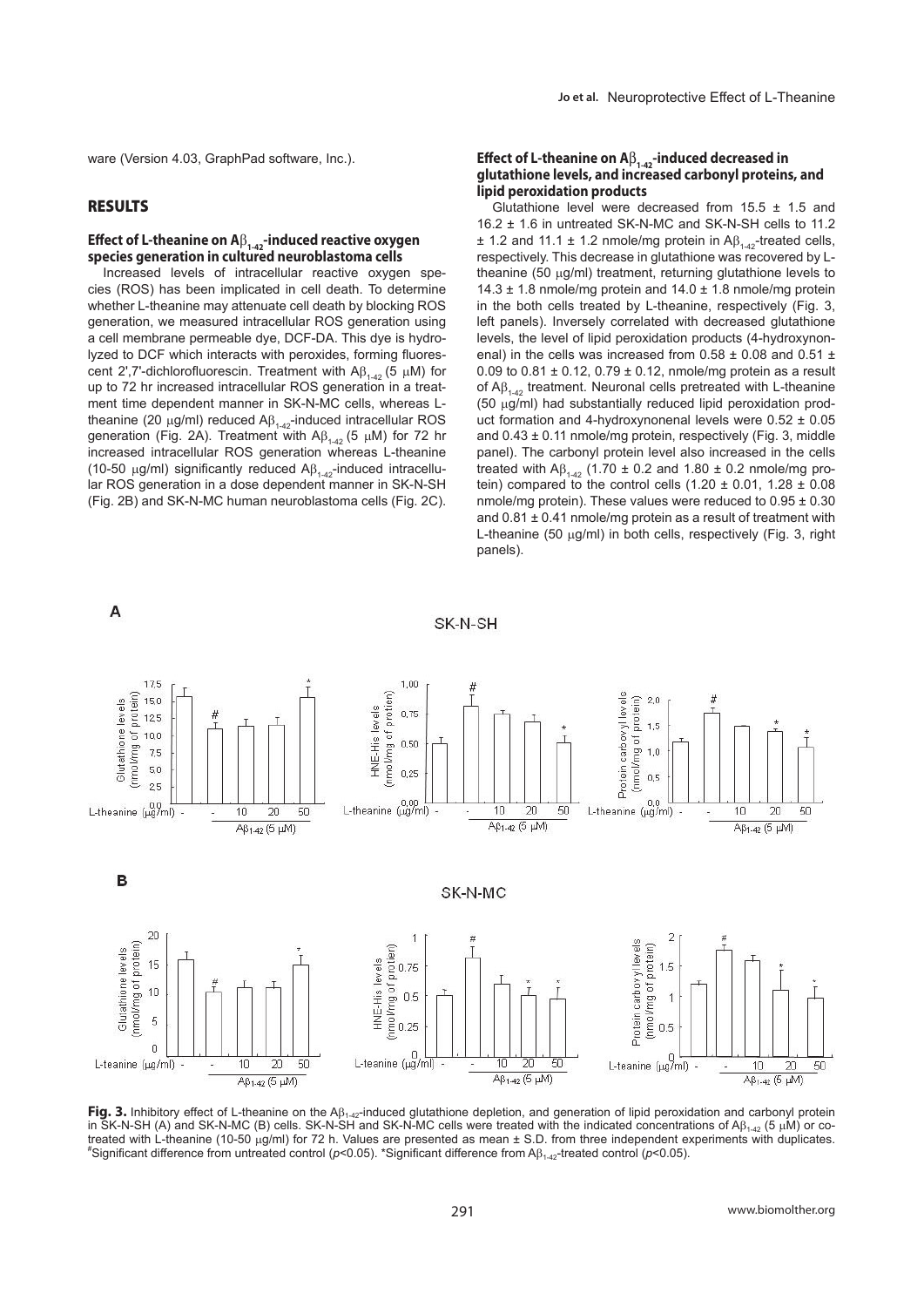ware (Version 4.03, GraphPad software, Inc.).

## RESULTS

### Effect of L-theanine on $A\beta_{1-42}$-induced reactive oxygen species generation in cultured neuroblastoma cells

Increased levels of intracellular reactive oxygen species (ROS) has been implicated in cell death. To determine whether L-theanine may attenuate cell death by blocking ROS generation, we measured intracellular ROS generation using a cell membrane permeable dye, DCF-DA. This dye is hydrolyzed to DCF which interacts with peroxides, forming fluorescent 2',7'-dichlorofluorescin. Treatment with $A\beta_{1-42}$ (5 μM) for up to 72 hr increased intracellular ROS generation in a treatment time dependent manner in SK-N-MC cells, whereas L-theanine (20 μg/ml) reduced $A\beta_{1-42}$-induced intracellular ROS generation (Fig. 2A). Treatment with $A\beta_{1-42}$ (5 μM) for 72 hr increased intracellular ROS generation whereas L-theanine (10-50 μg/ml) significantly reduced $A\beta_{1-42}$-induced intracellular ROS generation in a dose dependent manner in SK-N-SH (Fig. 2B) and SK-N-MC human neuroblastoma cells (Fig. 2C).

### Effect of L-theanine on $A\beta_{1-42}$-induced decreased in glutathione levels, and increased carbonyl proteins, and lipid peroxidation products

Glutathione level were decreased from 15.5 ± 1.5 and 16.2 ± 1.6 in untreated SK-N-MC and SK-N-SH cells to 11.2 ± 1.2 and 11.1 ± 1.2 nmole/mg protein in $A\beta_{1-42}$-treated cells, respectively. This decrease in glutathione was recovered by L-theanine (50 μg/ml) treatment, returning glutathione levels to 14.3 ± 1.8 nmole/mg protein and 14.0 ± 1.8 nmole/mg protein in the both cells treated by L-theanine, respectively (Fig. 3, left panels). Inversely correlated with decreased glutathione levels, the level of lipid peroxidation products (4-hydroxynonenal) in the cells was increased from 0.58 ± 0.08 and 0.51 ± 0.09 to 0.81 ± 0.12, 0.79 ± 0.12, nmole/mg protein as a result of $A\beta_{1-42}$ treatment. Neuronal cells pretreated with L-theanine (50 μg/ml) had substantially reduced lipid peroxidation product formation and 4-hydroxynonenal levels were 0.52 ± 0.05 and 0.43 ± 0.11 nmole/mg protein, respectively (Fig. 3, middle panel). The carbonyl protein level also increased in the cells treated with $A\beta_{1-42}$ (1.70 ± 0.2 and 1.80 ± 0.2 nmole/mg protein) compared to the control cells (1.20 ± 0.01, 1.28 ± 0.08 nmole/mg protein). These values were reduced to 0.95 ± 0.30 and 0.81 ± 0.41 nmole/mg protein as a result of treatment with L-theanine (50 μg/ml) in both cells, respectively (Fig. 3, right panels).

**Fig. 3.** Inhibitory effect of L-theanine on the $A\beta_{1-42}$-induced glutathione depletion, and generation of lipid peroxidation and carbonyl protein in SK-N-SH (A) and SK-N-MC (B) cells. SK-N-SH and SK-N-MC cells were treated with the indicated concentrations of $A\beta_{1-42}$ (5 μM) or co-treated with L-theanine (10-50 μg/ml) for 72 h. Values are presented as mean ± S.D. from three independent experiments with duplicates. #Significant difference from untreated control ($p$<0.05). *Significant difference from $A\beta_{1-42}$-treated control ($p$<0.05).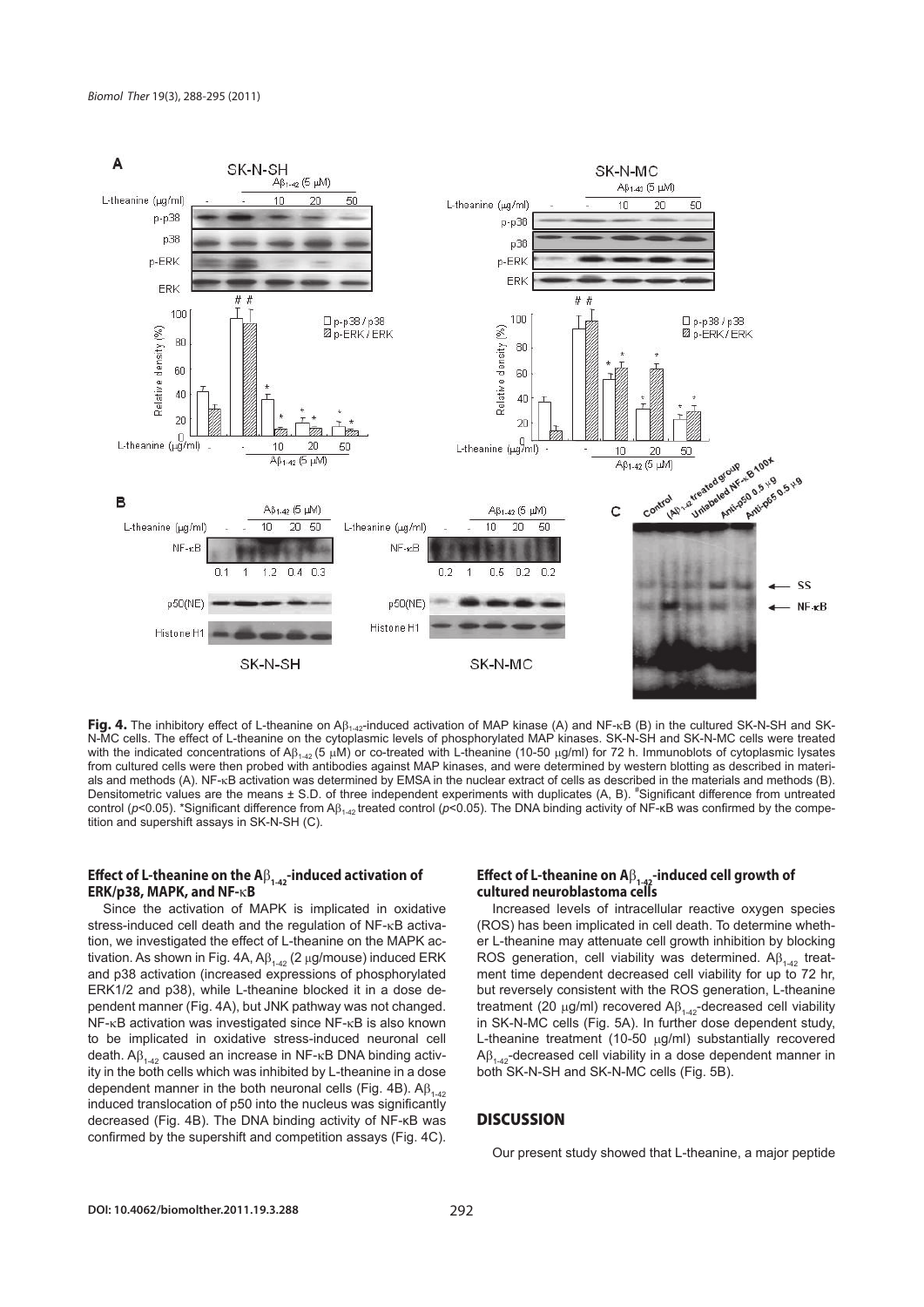**Fig. 4.** The inhibitory effect of L-theanine on $A\beta_{1-42}$-induced activation of MAP kinase (A) and NF-κB (B) in the cultured SK-N-SH and SK-N-MC cells. The effect of L-theanine on the cytoplasmic levels of phosphorylated MAP kinases. SK-N-SH and SK-N-MC cells were treated with the indicated concentrations of $A\beta_{1-42}$ (5 μM) or co-treated with L-theanine (10-50 μg/ml) for 72 h. Immunoblots of cytoplasmic lysates from cultured cells were then probed with antibodies against MAP kinases, and were determined by western blotting as described in materials and methods (A). NF-κB activation was determined by EMSA in the nuclear extract of cells as described in the materials and methods (B). Densitometric values are the means ± S.D. of three independent experiments with duplicates (A, B). [#]Significant difference from untreated control ($p$<0.05). *Significant difference from $A\beta_{1-42}$ treated control ($p$<0.05). The DNA binding activity of NF-κB was confirmed by the competition and supershift assays in SK-N-SH (C).

### Effect of L-theanine on the $A\beta_{1-42}$-induced activation of ERK/p38, MAPK, and NF-κB

Since the activation of MAPK is implicated in oxidative stress-induced cell death and the regulation of NF-κB activation, we investigated the effect of L-theanine on the MAPK activation. As shown in Fig. 4A, $A\beta_{1-42}$ (2 μg/mouse) induced ERK and p38 activation (increased expressions of phosphorylated ERK1/2 and p38), while L-theanine blocked it in a dose dependent manner (Fig. 4A), but JNK pathway was not changed. NF-κB activation was investigated since NF-κB is also known to be implicated in oxidative stress-induced neuronal cell death. $A\beta_{1-42}$ caused an increase in NF-κB DNA binding activity in the both cells which was inhibited by L-theanine in a dose dependent manner in the both neuronal cells (Fig. 4B). $A\beta_{1-42}$ induced translocation of p50 into the nucleus was significantly decreased (Fig. 4B). The DNA binding activity of NF-κB was confirmed by the supershift and competition assays (Fig. 4C).

### Effect of L-theanine on $A\beta_{1-42}$-induced cell growth of cultured neuroblastoma cells

Increased levels of intracellular reactive oxygen species (ROS) has been implicated in cell death. To determine whether L-theanine may attenuate cell growth inhibition by blocking ROS generation, cell viability was determined. $A\beta_{1-42}$ treatment time dependent decreased cell viability for up to 72 hr, but reversely consistent with the ROS generation, L-theanine treatment (20 μg/ml) recovered $A\beta_{1-42}$-decreased cell viability in SK-N-MC cells (Fig. 5A). In further dose dependent study, L-theanine treatment (10-50 μg/ml) substantially recovered $A\beta_{1-42}$-decreased cell viability in a dose dependent manner in both SK-N-SH and SK-N-MC cells (Fig. 5B).

## DISCUSSION

Our present study showed that L-theanine, a major peptide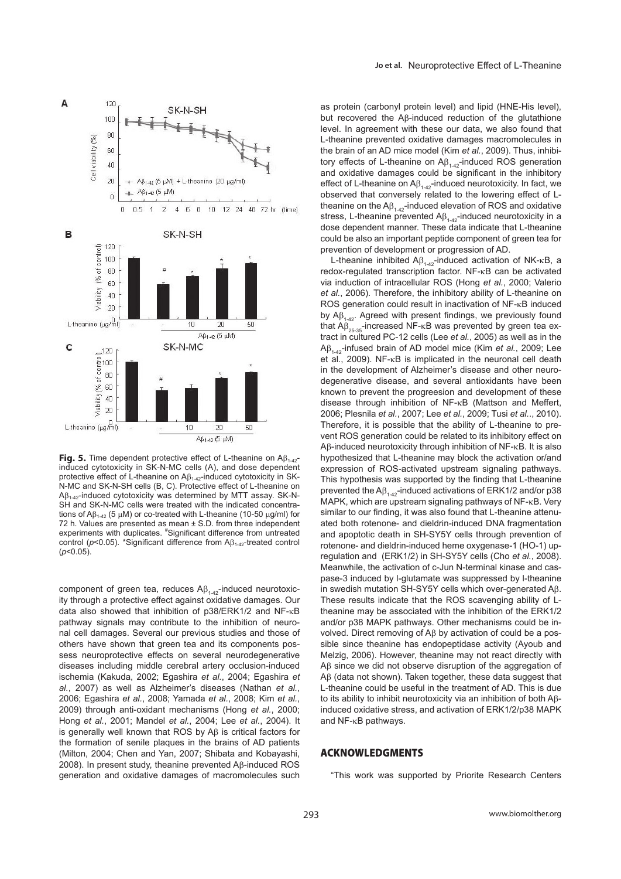**Fig. 5.** Time dependent protective effect of L-theanine on $A\beta_{1-42}$-induced cytotoxicity in SK-N-MC cells (A), and dose dependent protective effect of L-theanine on $A\beta_{1-42}$-induced cytotoxicity in SK-N-MC and SK-N-SH cells (B, C). Protective effect of L-theanine on $A\beta_{1-42}$-induced cytotoxicity was determined by MTT assay. SK-N-SH and SK-N-MC cells were treated with the indicated concentrations of $A\beta_{1-42}$ (5 μM) or co-treated with L-theanine (10-50 μg/ml) for 72 h. Values are presented as mean ± S.D. from three independent experiments with duplicates. #Significant difference from untreated control ($p$<0.05). *Significant difference from $A\beta_{1-42}$-treated control ($p$<0.05).

component of green tea, reduces $A\beta_{1-42}$-induced neurotoxicity through a protective effect against oxidative damages. Our data also showed that inhibition of p38/ERK1/2 and NF-κB pathway signals may contribute to the inhibition of neuronal cell damages. Several our previous studies and those of others have shown that green tea and its components possess neuroprotective effects on several neurodegenerative diseases including middle cerebral artery occlusion-induced ischemia (Kakuda, 2002; Egashira *et al.*, 2004; Egashira *et al.*, 2007) as well as Alzheimer's diseases (Nathan *et al.*, 2006; Egashira *et al.*, 2008; Yamada *et al.*, 2008; Kim *et al.*, 2009) through anti-oxidant mechanisms (Hong *et al.*, 2000; Hong *et al.*, 2001; Mandel *et al.*, 2004; Lee *et al.*, 2004). It is generally well known that ROS by Aβ is critical factors for the formation of senile plaques in the brains of AD patients (Milton, 2004; Chen and Yan, 2007; Shibata and Kobayashi, 2008). In present study, theanine prevented Aβ-induced ROS generation and oxidative damages of macromolecules such as protein (carbonyl protein level) and lipid (HNE-His level), but recovered the Aβ-induced reduction of the glutathione level. In agreement with these our data, we also found that L-theanine prevented oxidative damages macromolecules in the brain of an AD mice model (Kim *et al.*, 2009). Thus, inhibitory effects of L-theanine on $A\beta_{1-42}$-induced ROS generation and oxidative damages could be significant in the inhibitory effect of L-theanine on $A\beta_{1-42}$-induced neurotoxicity. In fact, we observed that conversely related to the lowering effect of L-theanine on the $A\beta_{1-42}$-induced elevation of ROS and oxidative stress, L-theanine prevented $A\beta_{1-42}$-induced neurotoxicity in a dose dependent manner. These data indicate that L-theanine could be also an important peptide component of green tea for prevention of development or progression of AD.

L-theanine inhibited $A\beta_{1-42}$-induced activation of NK-κB, a redox-regulated transcription factor. NF-κB can be activated via induction of intracellular ROS (Hong *et al.*, 2000; Valerio *et al.*, 2006). Therefore, the inhibitory ability of L-theanine on ROS generation could result in inactivation of NF-κB induced by $A\beta_{1-42}$. Agreed with present findings, we previously found that $A\beta_{25-35}$-increased NF-κB was prevented by green tea extract in cultured PC-12 cells (Lee *et al.*, 2005) as well as in the $A\beta_{1-42}$-infused brain of AD model mice (Kim *et al.*, 2009; Lee et al., 2009). NF-κB is implicated in the neuronal cell death in the development of Alzheimer's disease and other neurodegenerative disease, and several antioxidants have been known to prevent the progreesion and development of these disease through inhibition of NF-κB (Mattson and Meffert, 2006; Plesnila *et al.*, 2007; Lee *et al.*, 2009; Tusi *et al.*., 2010). Therefore, it is possible that the ability of L-theanine to prevent ROS generation could be related to its inhibitory effect on Aβ-induced neurotoxicity through inhibition of NF-κB. It is also hypothesized that L-theanine may block the activation or/and expression of ROS-activated upstream signaling pathways. This hypothesis was supported by the finding that L-theanine prevented the $A\beta_{1-42}$-induced activations of ERK1/2 and/or p38 MAPK, which are upstream signaling pathways of NF-κB. Very similar to our finding, it was also found that L-theanine attenuated both rotenone- and dieldrin-induced DNA fragmentation and apoptotic death in SH-SY5Y cells through prevention of rotenone- and dieldrin-induced heme oxygenase-1 (HO-1) upregulation and (ERK1/2) in SH-SY5Y cells (Cho *et al.*, 2008). Meanwhile, the activation of c-Jun N-terminal kinase and caspase-3 induced by l-glutamate was suppressed by l-theanine in swedish mutation SH-SY5Y cells which over-generated Aβ. These results indicate that the ROS scavenging ability of L-theanine may be associated with the inhibition of the ERK1/2 and/or p38 MAPK pathways. Other mechanisms could be involved. Direct removing of Aβ by activation of could be a possible since theanine has endopeptidase activity (Ayoub and Melzig, 2006). However, theanine may not react directly with Aβ since we did not observe disruption of the aggregation of Aβ (data not shown). Taken together, these data suggest that L-theanine could be useful in the treatment of AD. This is due to its ability to inhibit neurotoxicity via an inhibition of both Aβ-induced oxidative stress, and activation of ERK1/2/p38 MAPK and NF-κB pathways.

## ACKNOWLEDGMENTS

"This work was supported by Priorite Research Centers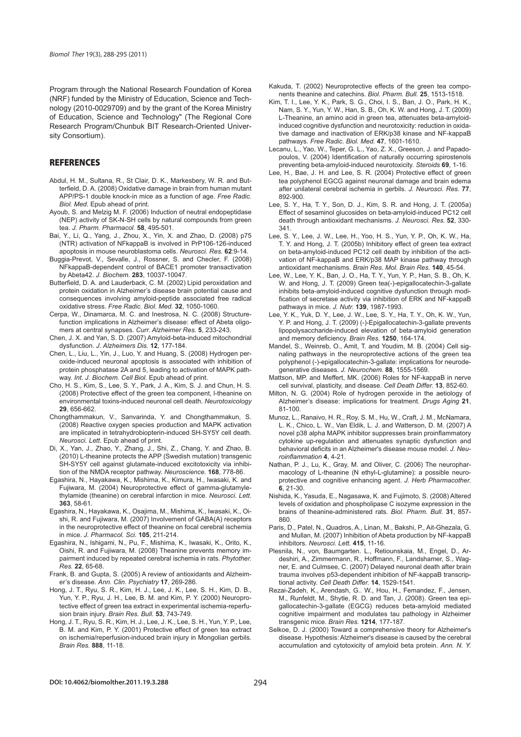Program through the National Research Foundation of Korea (NRF) funded by the Ministry of Education, Science and Technology (2010-0029709) and by the grant of the Korea Ministry of Education, Science and Technology" (The Regional Core Research Program/Chunbuk BIT Research-Oriented University Consortium).

## REFERENCES

Abdul, H. M., Sultana, R., St Clair, D. K., Markesbery, W. R. and Butterfield, D. A. (2008) Oxidative damage in brain from human mutant APP/PS-1 double knock-in mice as a function of age. *Free Radic. Biol. Med.* Epub ahead of print.

Ayoub, S. and Melzig M. F. (2006) Induction of neutral endopeptidase (NEP) activity of SK-N-SH cells by natural compounds from green tea. *J. Pharm. Pharmacol.* **58**, 495-501.

Bai, Y., Li, Q., Yang, J., Zhou, X., Yin, X. and Zhao, D. (2008) p75 (NTR) activation of NFkappaB is involved in PrP106-126-induced apoptosis in mouse neuroblastoma cells. *Neurosci. Res.* **62**:9-14.

Buggia-Prevot, V., Sevalle, J., Rossner, S. and Checler, F. (2008) NFkappaB-dependent control of BACE1 promoter transactivation by Abeta42. *J. Biochem.* **283**, 10037-10047.

Butterfield, D. A. and Lauderback, C. M. (2002) Lipid peroxidation and protein oxidation in Alzheimer's disease brain potential cause and consequences involving amyloid-peptide associated free radical oxidative stress. *Free Radic. Biol. Med.* **32**, 1050-1060.

Cerpa, W., Dinamarca, M. C. and Inestrosa, N. C. (2008) Structure-function implications in Alzheimer's disease: effect of Abeta oligomers at central synapses. *Curr. Alzheimer Res.* **5**, 233-243.

Chen, J. X. and Yan, S. D. (2007) Amyloid-beta-induced mitochondrial dysfunction. *J. Alzheimers Dis.* **12**, 177-184.

Chen, L., Liu, L., Yin, J., Luo, Y. and Huang, S. (2008) Hydrogen peroxide-induced neuronal apoptosis is associated with inhibition of protein phosphatase 2A and 5, leading to activation of MAPK pathway. *Int. J. Biochem. Cell Biol.* Epub ahead of print.

Cho, H. S., Kim, S., Lee, S. Y., Park, J. A., Kim, S. J. and Chun, H. S. (2008) Protective effect of the green tea component, l-theanine on environmental toxins-induced neuronal cell death. *Neurotoxicology* **29**, 656-662.

Chongthammakun, V., Sanvarinda, Y. and Chongthammakun, S. (2008) Reactive oxygen species production and MAPK activation are implicated in tetrahydrobiopterin-induced SH-SY5Y cell death. *Neurosci. Lett.* Epub ahead of print.

Di, X., Yan, J., Zhao, Y., Zhang, J., Shi, Z., Chang, Y. and Zhao, B. (2010) L-theanine protects the APP (Swedish mutation) transgenic SH-SY5Y cell against glutamate-induced excitotoxicity via inhibition of the NMDA receptor pathway. *Neuroscience.* **168**, 778-86.

Egashira, N., Hayakawa, K., Mishima, K., Kimura, H., Iwasaki, K. and Fujiwara, M. (2004) Neuroprotective effect of gamma-glutamylethylamide (theanine) on cerebral infarction in mice. *Neurosci. Lett.* **363**, 58-61.

Egashira, N., Hayakawa, K., Osajima, M., Mishima, K., Iwasaki, K., Oishi, R. and Fujiwara, M. (2007) Involvement of GABA(A) receptors in the neuroprotective effect of theanine on focal cerebral ischemia in mice. *J. Pharmacol. Sci.* **105**, 211-214.

Egashira, N., Ishigami, N., Pu, F., Mishima, K., Iwasaki, K., Orito, K., Oishi, R. and Fujiwara, M. (2008) Theanine prevents memory impairment induced by repeated cerebral ischemia in rats. *Phytother. Res.* **22**, 65-68.

Frank, B. and Gupta, S. (2005) A review of antioxidants and Alzheimer's disease. *Ann. Clin. Psychiatry* **17**, 269-286.

Hong, J. T., Ryu, S. R., Kim, H. J., Lee, J. K., Lee, S. H., Kim, D. B., Yun, Y. P., Ryu, J. H., Lee, B. M. and Kim, P. Y. (2000) Neuroprotective effect of green tea extract in experimental ischemia-reperfusion brain injury. *Brain Res. Bull.* **53**, 743-749.

Hong, J. T., Ryu, S. R., Kim, H. J., Lee, J. K., Lee, S. H., Yun, Y. P., Lee, B. M. and Kim, P. Y. (2001) Protective effect of green tea extract on ischemia/reperfusion-induced brain injury in Mongolian gerbils. *Brain Res.* **888**, 11-18.

Kakuda, T. (2002) Neuroprotective effects of the green tea components theanine and catechins. *Biol. Pharm. Bull.* **25**, 1513-1518.

Kim, T. I., Lee, Y. K., Park, S. G., Choi, I. S., Ban, J. O., Park, H. K., Nam, S. Y., Yun, Y. W., Han, S. B., Oh, K. W. and Hong, J. T. (2009) L-Theanine, an amino acid in green tea, attenuates beta-amyloid-induced cognitive dysfunction and neurotoxicity: reduction in oxidative damage and inactivation of ERK/p38 kinase and NF-kappaB pathways. *Free Radic. Biol. Med.* **47**, 1601-1610.

Lecanu, L., Yao, W., Teper, G. L., Yao, Z. X., Greeson, J. and Papadopoulos, V. (2004) Identification of naturally occurring spirostenols preventing beta-amyloid-induced neurotoxicity. *Steroids* **69**, 1-16.

Lee, H., Bae, J. H. and Lee, S. R. (2004) Protective effect of green tea polyphenol EGCG against neuronal damage and brain edema after unilateral cerebral ischemia in gerbils. *J. Neurosci. Res.* **77**, 892-900.

Lee, S. Y., Ha, T. Y., Son, D. J., Kim, S. R. and Hong, J. T. (2005a) Effect of sesaminol glucosides on beta-amyloid-induced PC12 cell death through antioxidant mechanisms. *J. Neurosci. Res.* **52**, 330-341.

Lee, S. Y., Lee, J. W., Lee, H., Yoo, H. S., Yun, Y. P., Oh, K. W., Ha, T. Y. and Hong, J. T. (2005b) Inhibitory effect of green tea extract on beta-amyloid-induced PC12 cell death by inhibition of the activation of NF-kappaB and ERK/p38 MAP kinase pathway through antioxidant mechanisms. *Brain Res. Mol. Brain Res.* **140**, 45-54.

Lee, W., Lee, Y. K., Ban, J. O., Ha, T. Y., Yun, Y. P., Han, S. B., Oh, K. W. and Hong, J. T. (2009) Green tea(-)-epigallocatechin-3-gallate inhibits beta-amyloid-induced cognitive dysfunction through modification of secretase activity via inhibition of ERK and NF-kappaB pathways in mice. *J. Nutr.* **139**, 1987-1993.

Lee, Y. K., Yuk, D. Y., Lee, J. W., Lee, S. Y., Ha, T. Y., Oh, K. W., Yun, Y. P. and Hong, J. T. (2009) (-)-Epigallocatechin-3-gallate prevents lipopolysaccharide-induced elevation of beta-amyloid generation and memory deficiency. *Brain Res.* **1250**, 164-174.

Mandel, S., Weinreb, O., Amit, T. and Youdim, M. B. (2004) Cell signaling pathways in the neuroprotective actions of the green tea polyphenol (-)-epigallocatechin-3-gallate: implications for neurodegenerative diseases. *J. Neurochem.* **88**, 1555-1569.

Mattson, MP. and Meffert, MK. (2006) Roles for NF-kappaB in nerve cell survival, plasticity, and disease. *Cell Death Differ.* **13**, 852-60.

Milton, N. G. (2004) Role of hydrogen peroxide in the aetiology of Alzheimer's disease: implications for treatment. *Drugs Aging* **21**, 81-100.

Munoz, L., Ranaivo, H. R., Roy, S. M., Hu, W., Craft, J. M., McNamara, L. K., Chico, L. W., Van Eldik, L. J. and Watterson, D. M. (2007) A novel p38 alpha MAPK inhibitor suppresses brain proinflammatory cytokine up-regulation and attenuates synaptic dysfunction and behavioral deficits in an Alzheimer's disease mouse model. *J. Neuroinflammation* **4**, 4-21.

Nathan, P. J., Lu, K., Gray, M. and Oliver, C. (2006) The neuropharmacology of L-theanine (N ethyl-L-glutamine): a possible neuroprotective and cognitive enhancing agent. *J. Herb Pharmacother.* **6**, 21-30.

Nishida, K., Yasuda, E., Nagasawa, K. and Fujimoto, S. (2008) Altered levels of oxidation and phospholipase C isozyme expression in the brains of theanine-administered rats. *Biol. Pharm. Bull.* **31**, 857-860.

Paris, D., Patel, N., Quadros, A., Linan, M., Bakshi, P., Ait-Ghezala, G. and Mullan, M. (2007) Inhibition of Abeta production by NF-kappaB inhibitors. *Neurosci. Lett.* **415**, 11-16.

Plesnila, N., von, Baumgarten. L., Retiounskaia, M., Engel, D., Ardeshiri, A., Zimmermann, R., Hoffmann, F., Landshamer, S., Wagner, E. and Culmsee, C. (2007) Delayed neuronal death after brain trauma involves p53-dependent inhibition of NF-kappaB transcriptional activity. *Cell Death Differ.* **14**, 1529-1541.

Rezai-Zadeh, K., Arendash, G.. W., Hou, H., Fernandez, F., Jensen, M., Runfeldt, M., Shytle, R. D. and Tan, J. (2008). Green tea epigallocatechin-3-gallate (EGCG) reduces beta-amyloid mediated cognitive impairment and modulates tau pathology in Alzheimer transgenic mice. *Brain Res.* **1214**, 177-187.

Selkoe, D. J. (2000) Toward a comprehensive theory for Alzheimer's disease. Hypothesis: Alzheimer's disease is caused by the cerebral accumulation and cytotoxicity of amyloid beta protein. *Ann. N. Y.*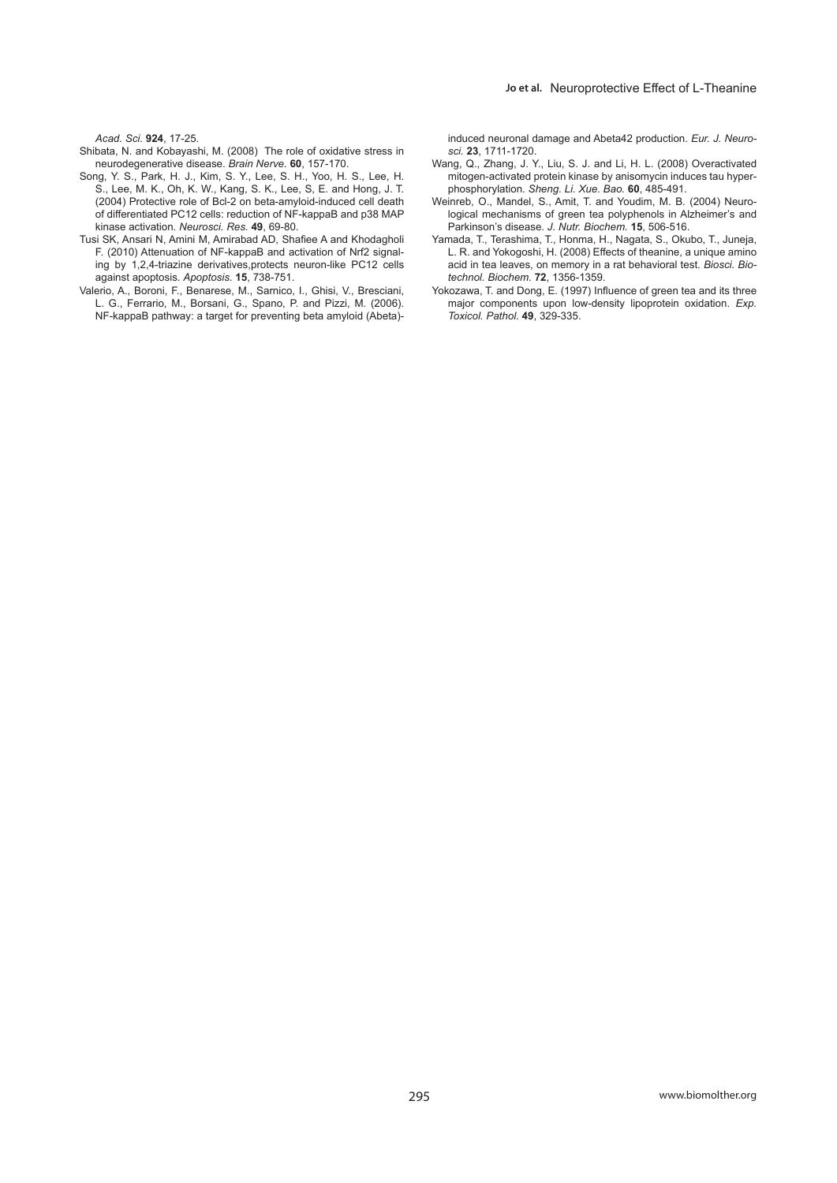*Acad. Sci.* **924**, 17-25.

Shibata, N. and Kobayashi, M. (2008) The role of oxidative stress in neurodegenerative disease. *Brain Nerve.* **60**, 157-170.

Song, Y. S., Park, H. J., Kim, S. Y., Lee, S. H., Yoo, H. S., Lee, H. S., Lee, M. K., Oh, K. W., Kang, S. K., Lee, S, E. and Hong, J. T. (2004) Protective role of Bcl-2 on beta-amyloid-induced cell death of differentiated PC12 cells: reduction of NF-kappaB and p38 MAP kinase activation. *Neurosci. Res.* **49**, 69-80.

Tusi SK, Ansari N, Amini M, Amirabad AD, Shafiee A and Khodagholi F. (2010) Attenuation of NF-kappaB and activation of Nrf2 signaling by 1,2,4-triazine derivatives,protects neuron-like PC12 cells against apoptosis. *Apoptosis.* **15**, 738-751.

Valerio, A., Boroni, F., Benarese, M., Sarnico, I., Ghisi, V., Bresciani, L. G., Ferrario, M., Borsani, G., Spano, P. and Pizzi, M. (2006). NF-kappaB pathway: a target for preventing beta amyloid (Abeta)-induced neuronal damage and Abeta42 production. *Eur. J. Neurosci.* **23**, 1711-1720.

Wang, Q., Zhang, J. Y., Liu, S. J. and Li, H. L. (2008) Overactivated mitogen-activated protein kinase by anisomycin induces tau hyperphosphorylation. *Sheng. Li. Xue. Bao.* **60**, 485-491.

Weinreb, O., Mandel, S., Amit, T. and Youdim, M. B. (2004) Neurological mechanisms of green tea polyphenols in Alzheimer's and Parkinson's disease. *J. Nutr. Biochem.* **15**, 506-516.

Yamada, T., Terashima, T., Honma, H., Nagata, S., Okubo, T., Juneja, L. R. and Yokogoshi, H. (2008) Effects of theanine, a unique amino acid in tea leaves, on memory in a rat behavioral test. *Biosci. Biotechnol. Biochem.* **72**, 1356-1359.

Yokozawa, T. and Dong, E. (1997) Influence of green tea and its three major components upon low-density lipoprotein oxidation. *Exp. Toxicol. Pathol.* **49**, 329-335.